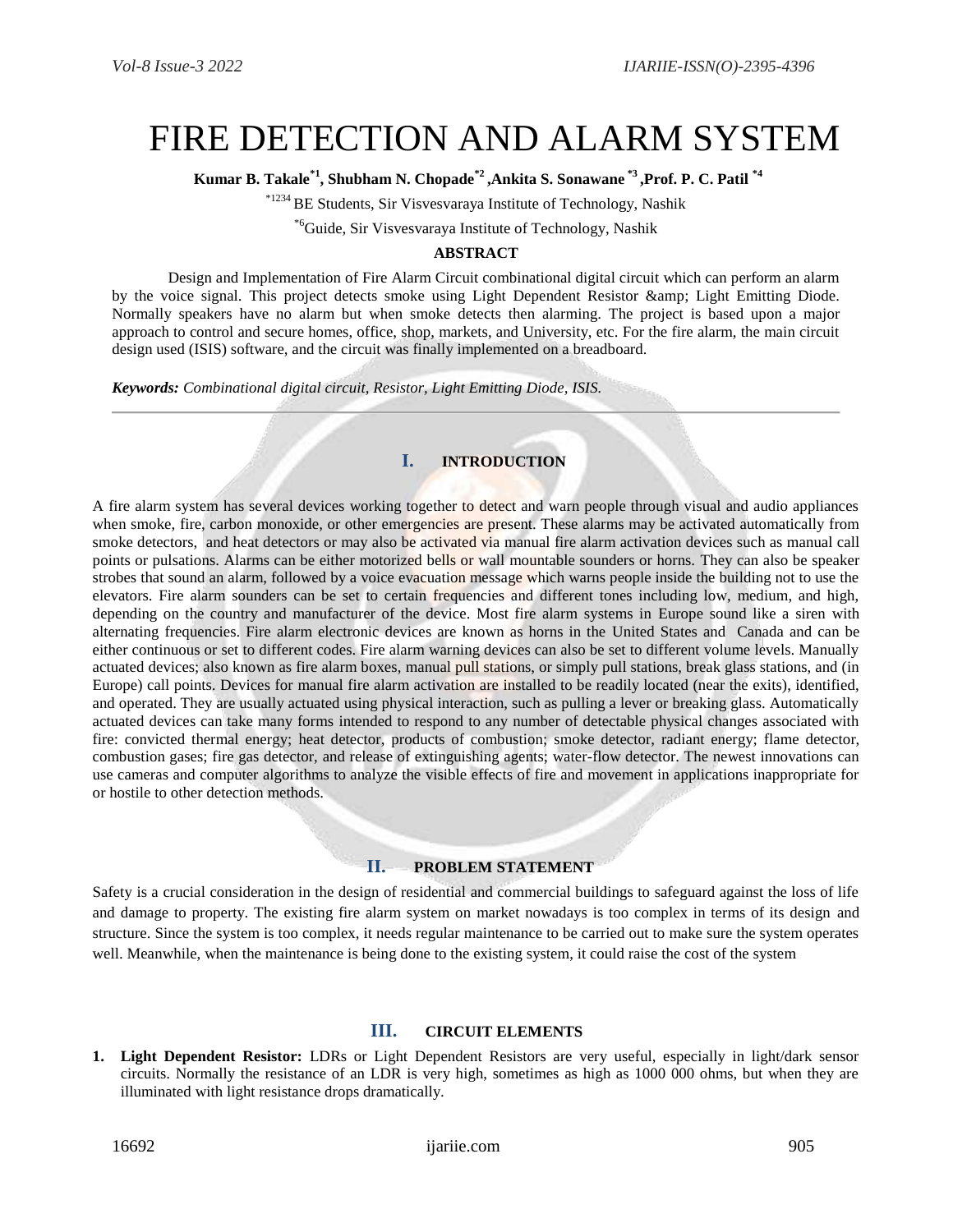# FIRE DETECTION AND ALARM SYSTEM

**Kumar B. Takale[*1], Shubham N. Chopade[*2] ,Ankita S. Sonawane [*3] ,Prof. P. C. Patil [*4]**

[*1234] BE Students, Sir Visvesvaraya Institute of Technology, Nashik

[*6]Guide, Sir Visvesvaraya Institute of Technology, Nashik

**ABSTRACT**

Design and Implementation of Fire Alarm Circuit combinational digital circuit which can perform an alarm by the voice signal. This project detects smoke using Light Dependent Resistor &amp; Light Emitting Diode. Normally speakers have no alarm but when smoke detects then alarming. The project is based upon a major approach to control and secure homes, office, shop, markets, and University, etc. For the fire alarm, the main circuit design used (ISIS) software, and the circuit was finally implemented on a breadboard.

***Keywords:*** *Combinational digital circuit, Resistor, Light Emitting Diode, ISIS.*

---

## I. INTRODUCTION

A fire alarm system has several devices working together to detect and warn people through visual and audio appliances when smoke, fire, carbon monoxide, or other emergencies are present. These alarms may be activated automatically from smoke detectors, and heat detectors or may also be activated via manual fire alarm activation devices such as manual call points or pulsations. Alarms can be either motorized bells or wall mountable sounders or horns. They can also be speaker strobes that sound an alarm, followed by a voice evacuation message which warns people inside the building not to use the elevators. Fire alarm sounders can be set to certain frequencies and different tones including low, medium, and high, depending on the country and manufacturer of the device. Most fire alarm systems in Europe sound like a siren with alternating frequencies. Fire alarm electronic devices are known as horns in the United States and Canada and can be either continuous or set to different codes. Fire alarm warning devices can also be set to different volume levels. Manually actuated devices; also known as fire alarm boxes, manual pull stations, or simply pull stations, break glass stations, and (in Europe) call points. Devices for manual fire alarm activation are installed to be readily located (near the exits), identified, and operated. They are usually actuated using physical interaction, such as pulling a lever or breaking glass. Automatically actuated devices can take many forms intended to respond to any number of detectable physical changes associated with fire: convicted thermal energy; heat detector, products of combustion; smoke detector, radiant energy; flame detector, combustion gases; fire gas detector, and release of extinguishing agents; water-flow detector. The newest innovations can use cameras and computer algorithms to analyze the visible effects of fire and movement in applications inappropriate for or hostile to other detection methods.

## II. PROBLEM STATEMENT

Safety is a crucial consideration in the design of residential and commercial buildings to safeguard against the loss of life and damage to property. The existing fire alarm system on market nowadays is too complex in terms of its design and structure. Since the system is too complex, it needs regular maintenance to be carried out to make sure the system operates well. Meanwhile, when the maintenance is being done to the existing system, it could raise the cost of the system

## III. CIRCUIT ELEMENTS

1. **Light Dependent Resistor:** LDRs or Light Dependent Resistors are very useful, especially in light/dark sensor circuits. Normally the resistance of an LDR is very high, sometimes as high as 1000 000 ohms, but when they are illuminated with light resistance drops dramatically.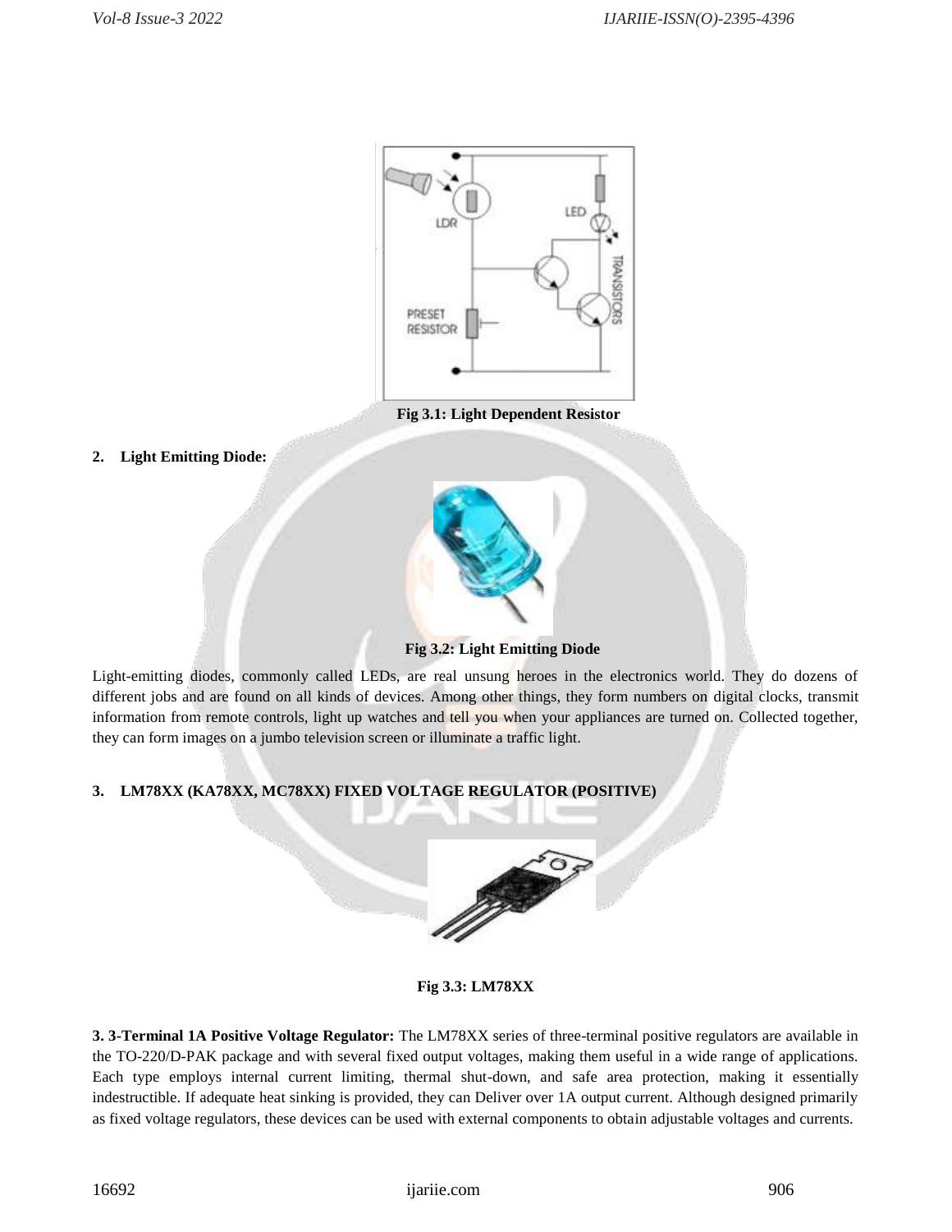Fig 3.1: Light Dependent Resistor

**2. Light Emitting Diode:**

Fig 3.2: Light Emitting Diode

Light-emitting diodes, commonly called LEDs, are real unsung heroes in the electronics world. They do dozens of different jobs and are found on all kinds of devices. Among other things, they form numbers on digital clocks, transmit information from remote controls, light up watches and tell you when your appliances are turned on. Collected together, they can form images on a jumbo television screen or illuminate a traffic light.

**3. LM78XX (KA78XX, MC78XX) FIXED VOLTAGE REGULATOR (POSITIVE)**

Fig 3.3: LM78XX

**3. 3-Terminal 1A Positive Voltage Regulator:** The LM78XX series of three-terminal positive regulators are available in the TO-220/D-PAK package and with several fixed output voltages, making them useful in a wide range of applications. Each type employs internal current limiting, thermal shut-down, and safe area protection, making it essentially indestructible. If adequate heat sinking is provided, they can Deliver over 1A output current. Although designed primarily as fixed voltage regulators, these devices can be used with external components to obtain adjustable voltages and currents.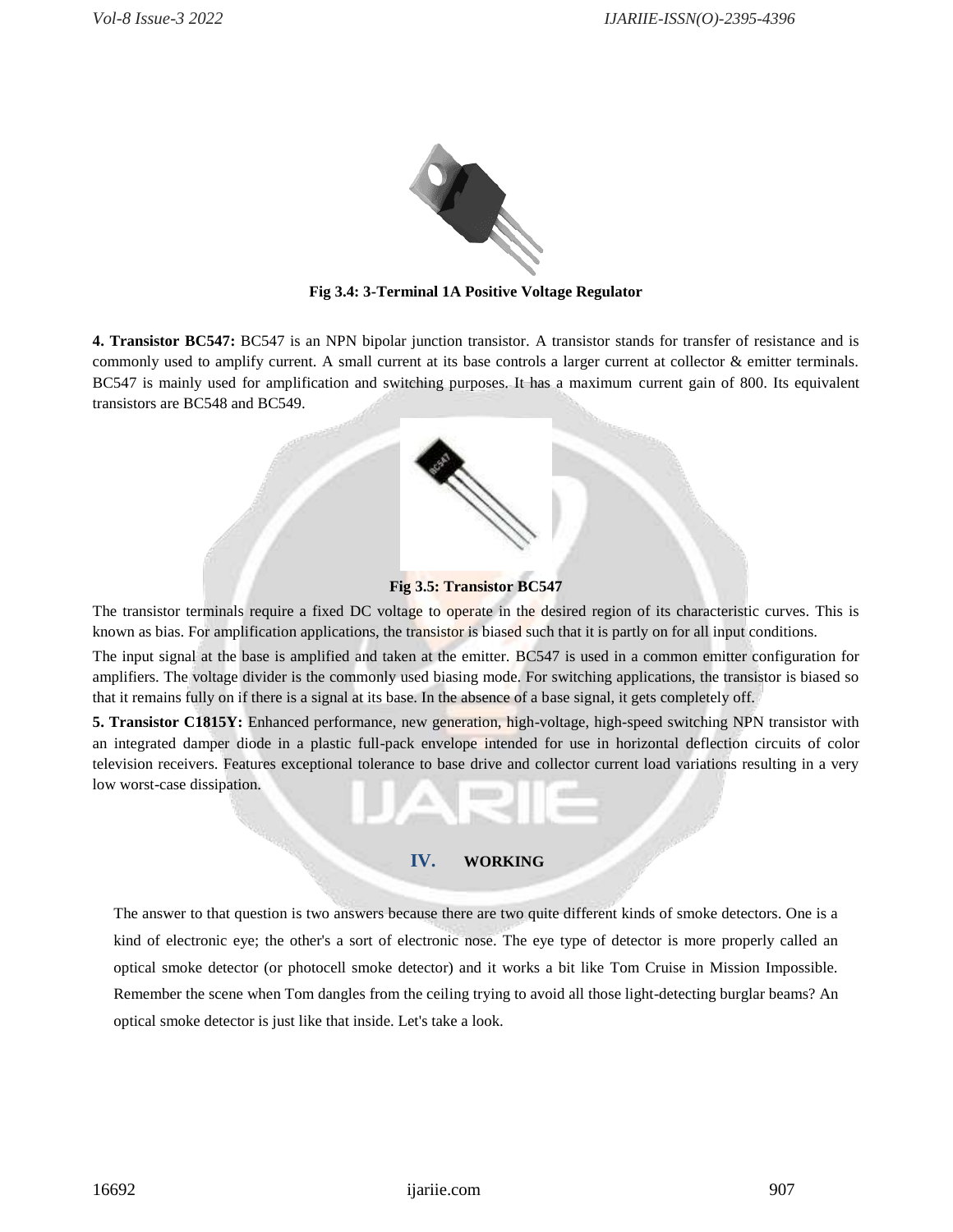Fig 3.4: 3-Terminal 1A Positive Voltage Regulator

**4. Transistor BC547:** BC547 is an NPN bipolar junction transistor. A transistor stands for transfer of resistance and is commonly used to amplify current. A small current at its base controls a larger current at collector & emitter terminals. BC547 is mainly used for amplification and switching purposes. It has a maximum current gain of 800. Its equivalent transistors are BC548 and BC549.

**Fig 3.5: Transistor BC547**

The transistor terminals require a fixed DC voltage to operate in the desired region of its characteristic curves. This is known as bias. For amplification applications, the transistor is biased such that it is partly on for all input conditions.

The input signal at the base is amplified and taken at the emitter. BC547 is used in a common emitter configuration for amplifiers. The voltage divider is the commonly used biasing mode. For switching applications, the transistor is biased so that it remains fully on if there is a signal at its base. In the absence of a base signal, it gets completely off.

**5. Transistor C1815Y:** Enhanced performance, new generation, high-voltage, high-speed switching NPN transistor with an integrated damper diode in a plastic full-pack envelope intended for use in horizontal deflection circuits of color television receivers. Features exceptional tolerance to base drive and collector current load variations resulting in a very low worst-case dissipation.

## IV. WORKING

The answer to that question is two answers because there are two quite different kinds of smoke detectors. One is a kind of electronic eye; the other's a sort of electronic nose. The eye type of detector is more properly called an optical smoke detector (or photocell smoke detector) and it works a bit like Tom Cruise in Mission Impossible. Remember the scene when Tom dangles from the ceiling trying to avoid all those light-detecting burglar beams? An optical smoke detector is just like that inside. Let's take a look.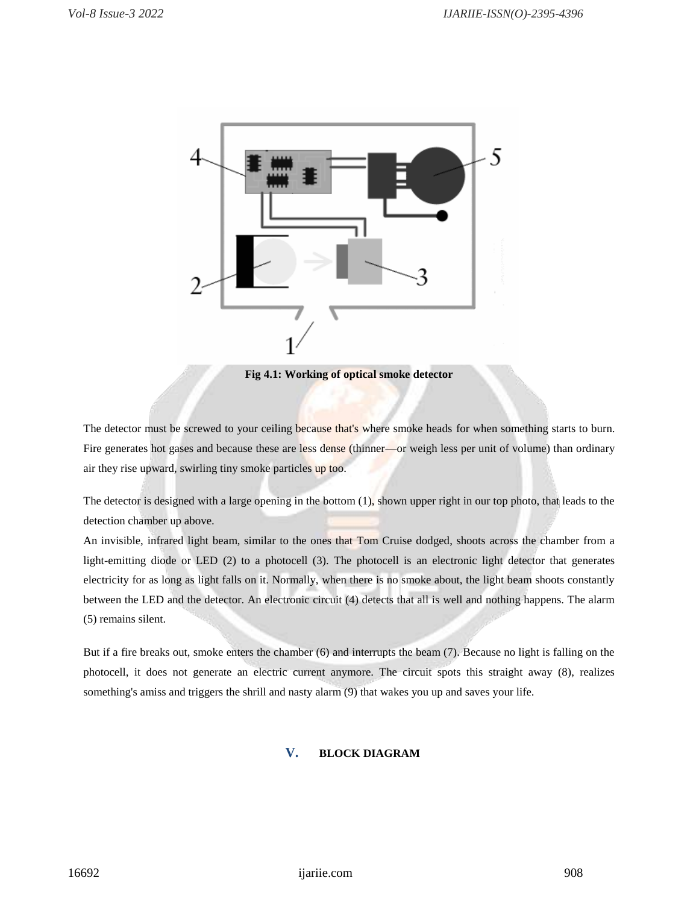Fig 4.1: Working of optical smoke detector

The detector must be screwed to your ceiling because that's where smoke heads for when something starts to burn. Fire generates hot gases and because these are less dense (thinner—or weigh less per unit of volume) than ordinary air they rise upward, swirling tiny smoke particles up too.

The detector is designed with a large opening in the bottom (1), shown upper right in our top photo, that leads to the detection chamber up above.

An invisible, infrared light beam, similar to the ones that Tom Cruise dodged, shoots across the chamber from a light-emitting diode or LED (2) to a photocell (3). The photocell is an electronic light detector that generates electricity for as long as light falls on it. Normally, when there is no smoke about, the light beam shoots constantly between the LED and the detector. An electronic circuit (4) detects that all is well and nothing happens. The alarm (5) remains silent.

But if a fire breaks out, smoke enters the chamber (6) and interrupts the beam (7). Because no light is falling on the photocell, it does not generate an electric current anymore. The circuit spots this straight away (8), realizes something's amiss and triggers the shrill and nasty alarm (9) that wakes you up and saves your life.

## V. BLOCK DIAGRAM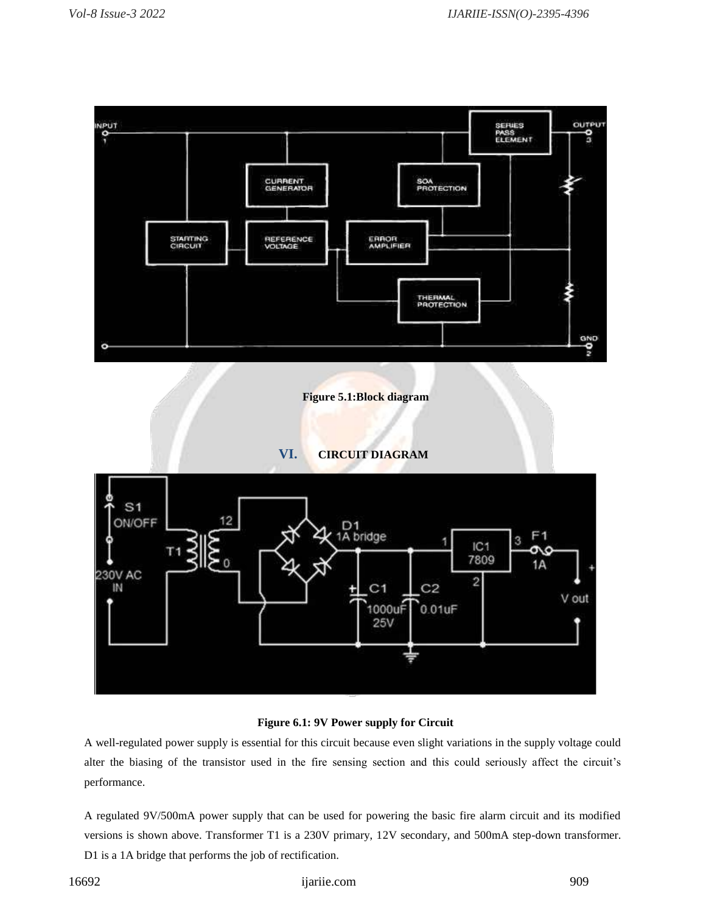Figure 5.1:Block diagram

## VI. CIRCUIT DIAGRAM

Figure 6.1: 9V Power supply for Circuit

A well-regulated power supply is essential for this circuit because even slight variations in the supply voltage could alter the biasing of the transistor used in the fire sensing section and this could seriously affect the circuit's performance.

A regulated 9V/500mA power supply that can be used for powering the basic fire alarm circuit and its modified versions is shown above. Transformer T1 is a 230V primary, 12V secondary, and 500mA step-down transformer. D1 is a 1A bridge that performs the job of rectification.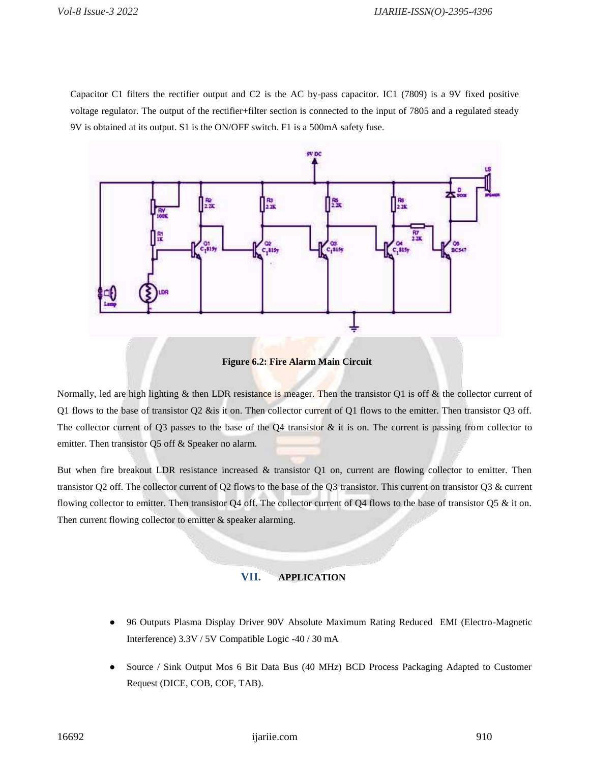Capacitor C1 filters the rectifier output and C2 is the AC by-pass capacitor. IC1 (7809) is a 9V fixed positive voltage regulator. The output of the rectifier+filter section is connected to the input of 7805 and a regulated steady 9V is obtained at its output. S1 is the ON/OFF switch. F1 is a 500mA safety fuse.

**Figure 6.2: Fire Alarm Main Circuit**

Normally, led are high lighting & then LDR resistance is meager. Then the transistor Q1 is off & the collector current of Q1 flows to the base of transistor Q2 &is it on. Then collector current of Q1 flows to the emitter. Then transistor Q3 off. The collector current of Q3 passes to the base of the Q4 transistor & it is on. The current is passing from collector to emitter. Then transistor Q5 off & Speaker no alarm.

But when fire breakout LDR resistance increased & transistor Q1 on, current are flowing collector to emitter. Then transistor Q2 off. The collector current of Q2 flows to the base of the Q3 transistor. This current on transistor Q3 & current flowing collector to emitter. Then transistor Q4 off. The collector current of Q4 flows to the base of transistor Q5 & it on. Then current flowing collector to emitter & speaker alarming.

## VII. APPLICATION

- 96 Outputs Plasma Display Driver 90V Absolute Maximum Rating Reduced EMI (Electro-Magnetic Interference) 3.3V / 5V Compatible Logic -40 / 30 mA
- Source / Sink Output Mos 6 Bit Data Bus (40 MHz) BCD Process Packaging Adapted to Customer Request (DICE, COB, COF, TAB).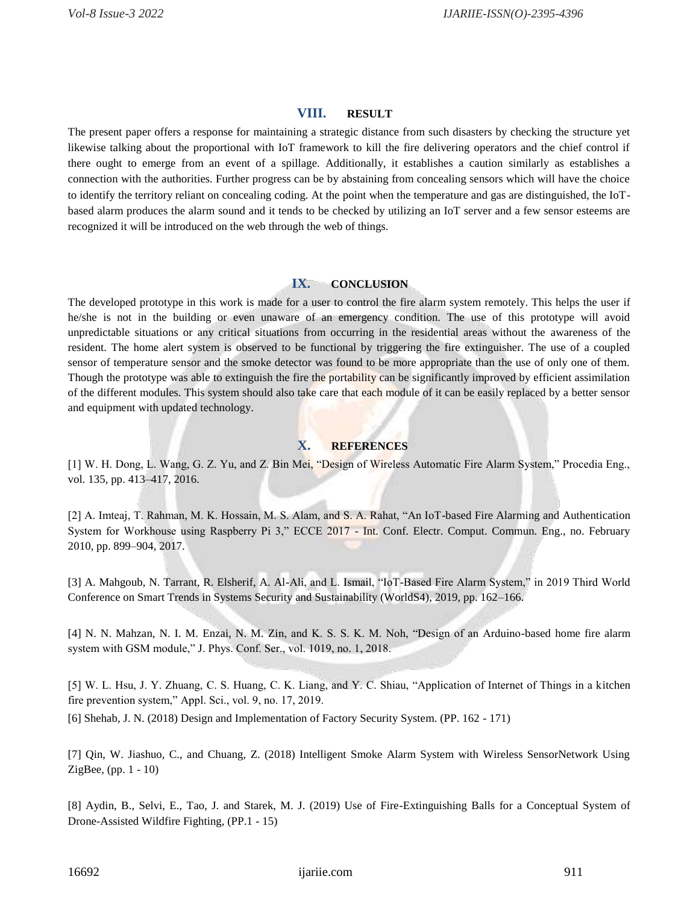## VIII. RESULT

The present paper offers a response for maintaining a strategic distance from such disasters by checking the structure yet likewise talking about the proportional with IoT framework to kill the fire delivering operators and the chief control if there ought to emerge from an event of a spillage. Additionally, it establishes a caution similarly as establishes a connection with the authorities. Further progress can be by abstaining from concealing sensors which will have the choice to identify the territory reliant on concealing coding. At the point when the temperature and gas are distinguished, the IoT-based alarm produces the alarm sound and it tends to be checked by utilizing an IoT server and a few sensor esteems are recognized it will be introduced on the web through the web of things.

## IX. CONCLUSION

The developed prototype in this work is made for a user to control the fire alarm system remotely. This helps the user if he/she is not in the building or even unaware of an emergency condition. The use of this prototype will avoid unpredictable situations or any critical situations from occurring in the residential areas without the awareness of the resident. The home alert system is observed to be functional by triggering the fire extinguisher. The use of a coupled sensor of temperature sensor and the smoke detector was found to be more appropriate than the use of only one of them. Though the prototype was able to extinguish the fire the portability can be significantly improved by efficient assimilation of the different modules. This system should also take care that each module of it can be easily replaced by a better sensor and equipment with updated technology.

## X. REFERENCES

[1] W. H. Dong, L. Wang, G. Z. Yu, and Z. Bin Mei, "Design of Wireless Automatic Fire Alarm System," Procedia Eng., vol. 135, pp. 413–417, 2016.

[2] A. Imteaj, T. Rahman, M. K. Hossain, M. S. Alam, and S. A. Rahat, "An IoT-based Fire Alarming and Authentication System for Workhouse using Raspberry Pi 3," ECCE 2017 - Int. Conf. Electr. Comput. Commun. Eng., no. February 2010, pp. 899–904, 2017.

[3] A. Mahgoub, N. Tarrant, R. Elsherif, A. Al-Ali, and L. Ismail, "IoT-Based Fire Alarm System," in 2019 Third World Conference on Smart Trends in Systems Security and Sustainability (WorldS4), 2019, pp. 162–166.

[4] N. N. Mahzan, N. I. M. Enzai, N. M. Zin, and K. S. S. K. M. Noh, "Design of an Arduino-based home fire alarm system with GSM module," J. Phys. Conf. Ser., vol. 1019, no. 1, 2018.

[5] W. L. Hsu, J. Y. Zhuang, C. S. Huang, C. K. Liang, and Y. C. Shiau, "Application of Internet of Things in a kitchen fire prevention system," Appl. Sci., vol. 9, no. 17, 2019.

[6] Shehab, J. N. (2018) Design and Implementation of Factory Security System. (PP. 162 - 171)

[7] Qin, W. Jiashuo, C., and Chuang, Z. (2018) Intelligent Smoke Alarm System with Wireless SensorNetwork Using ZigBee, (pp. 1 - 10)

[8] Aydin, B., Selvi, E., Tao, J. and Starek, M. J. (2019) Use of Fire-Extinguishing Balls for a Conceptual System of Drone-Assisted Wildfire Fighting, (PP.1 - 15)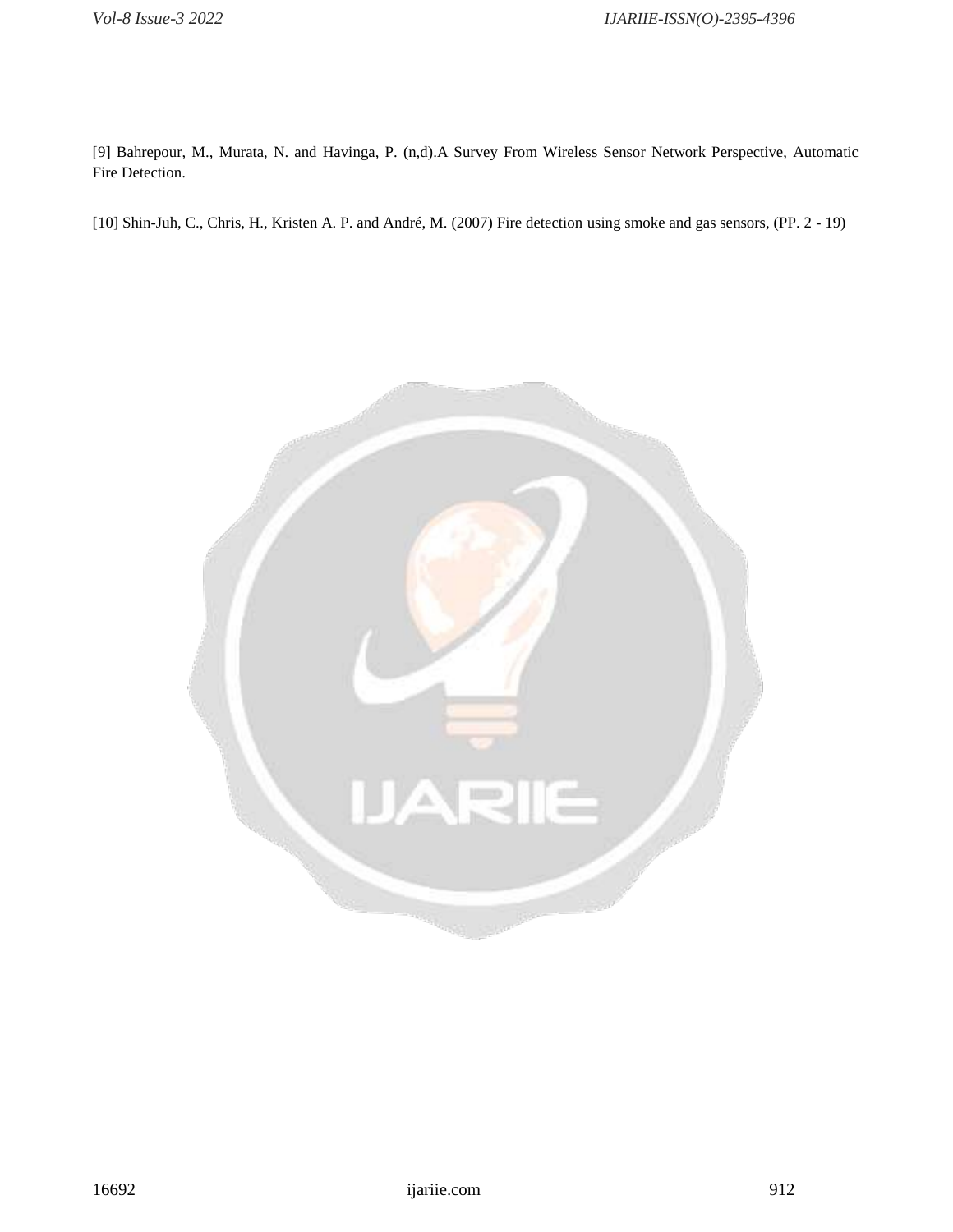[9] Bahrepour, M., Murata, N. and Havinga, P. (n,d).A Survey From Wireless Sensor Network Perspective, Automatic Fire Detection.

[10] Shin-Juh, C., Chris, H., Kristen A. P. and André, M. (2007) Fire detection using smoke and gas sensors, (PP. 2 - 19)